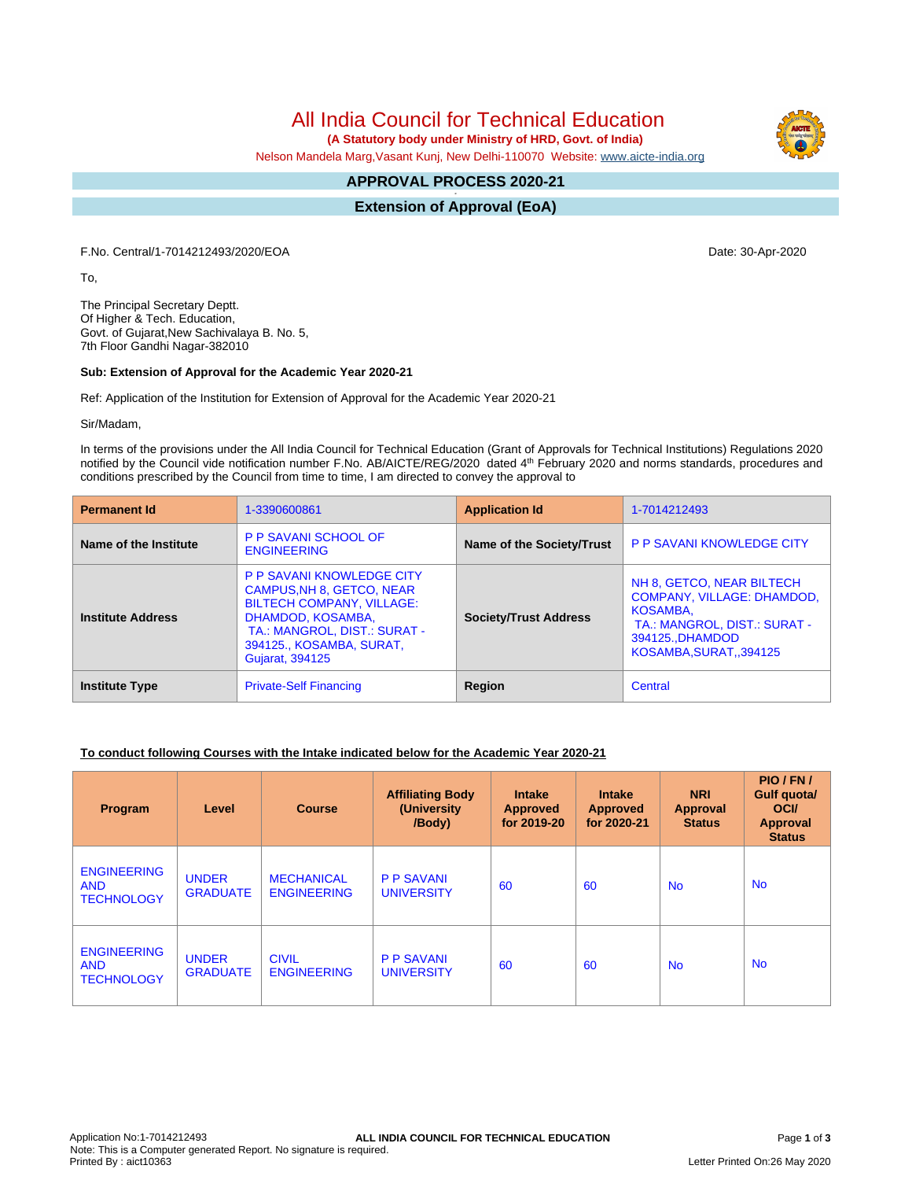# All India Council for Technical Education

**(A Statutory body under Ministry of HRD, Govt. of India)**

Nelson Mandela Marg,Vasant Kunj, New Delhi-110070 Website: www.aicte-india.org

## APPROVAL PROCESS 2020-21

## Extension of Approval (EoA)

F.No. Central/1-7014212493/2020/EOA

Date: 30-Apr-2020

To,

The Principal Secretary Deptt.
Of Higher & Tech. Education,
Govt. of Gujarat,New Sachivalaya B. No. 5,
7th Floor Gandhi Nagar-382010

**Sub: Extension of Approval for the Academic Year 2020-21**

Ref: Application of the Institution for Extension of Approval for the Academic Year 2020-21

Sir/Madam,

In terms of the provisions under the All India Council for Technical Education (Grant of Approvals for Technical Institutions) Regulations 2020 notified by the Council vide notification number F.No. AB/AICTE/REG/2020 dated 4th February 2020 and norms standards, procedures and conditions prescribed by the Council from time to time, I am directed to convey the approval to

| **Permanent Id** | 1-3390600861 | **Application Id** | 1-7014212493 |
|---|---|---|---|
| **Name of the Institute** | P P SAVANI SCHOOL OF ENGINEERING | **Name of the Society/Trust** | P P SAVANI KNOWLEDGE CITY |
| **Institute Address** | P P SAVANI KNOWLEDGE CITY CAMPUS,NH 8, GETCO, NEAR BILTECH COMPANY, VILLAGE: DHAMDOD, KOSAMBA, TA.: MANGROL, DIST.: SURAT - 394125., KOSAMBA, SURAT, Gujarat, 394125 | **Society/Trust Address** | NH 8, GETCO, NEAR BILTECH COMPANY, VILLAGE: DHAMDOD, KOSAMBA, TA.: MANGROL, DIST.: SURAT - 394125.,DHAMDOD KOSAMBA,SURAT,,394125 |
| **Institute Type** | Private-Self Financing | **Region** | Central |

**To conduct following Courses with the Intake indicated below for the Academic Year 2020-21**

| Program | Level | Course | Affiliating Body (University /Body) | Intake Approved for 2019-20 | Intake Approved for 2020-21 | NRI Approval Status | PIO / FN / Gulf quota/ OCI/ Approval Status |
|---|---|---|---|---|---|---|---|
| ENGINEERING AND TECHNOLOGY | UNDER GRADUATE | MECHANICAL ENGINEERING | P P SAVANI UNIVERSITY | 60 | 60 | No | No |
| ENGINEERING AND TECHNOLOGY | UNDER GRADUATE | CIVIL ENGINEERING | P P SAVANI UNIVERSITY | 60 | 60 | No | No |

Application No:1-7014212493
Note: This is a Computer generated Report. No signature is required.
Printed By : aict10363

Letter Printed On:26 May 2020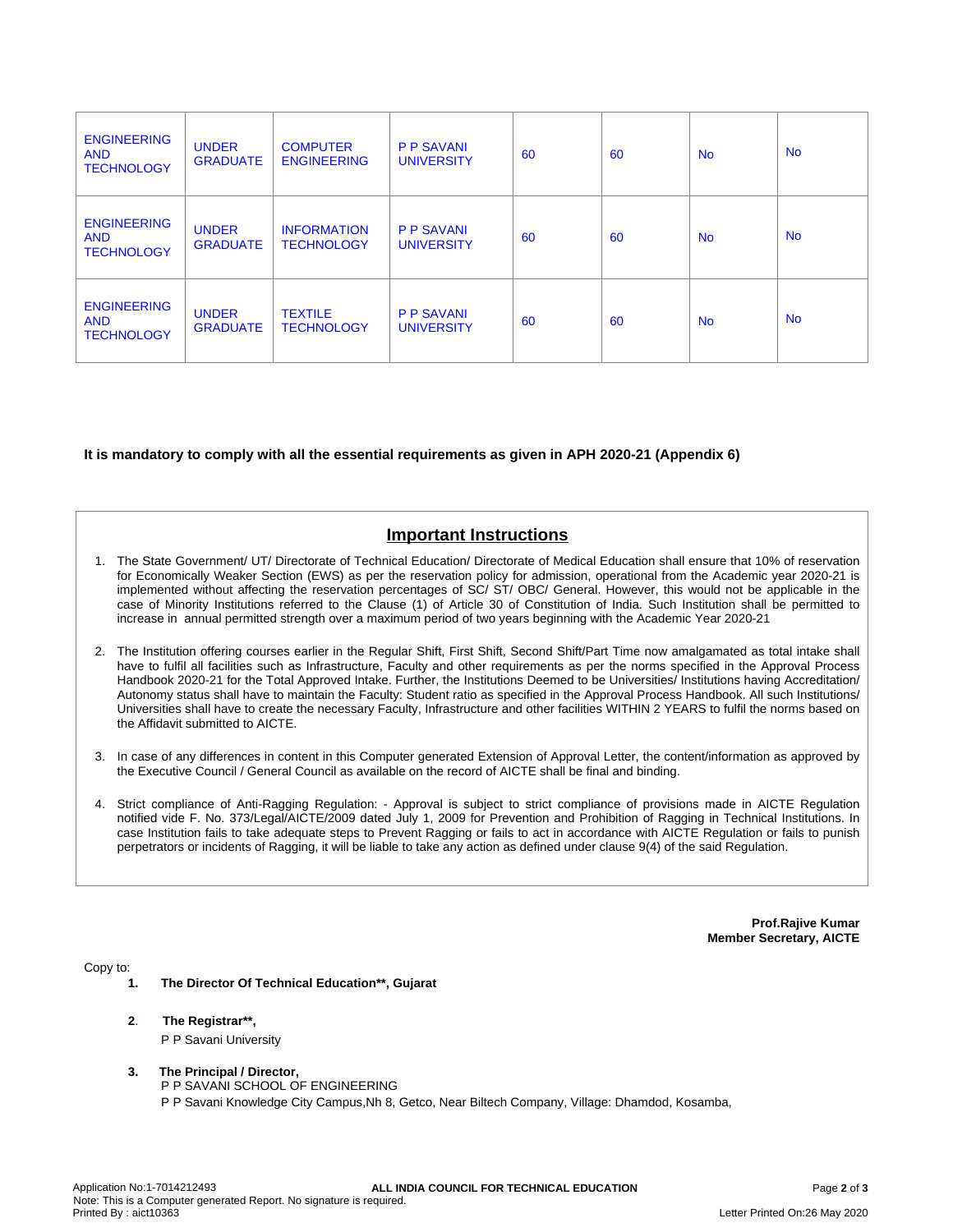| | | | | | | | |
|---|---|---|---|---|---|---|---|
| ENGINEERING AND TECHNOLOGY | UNDER GRADUATE | COMPUTER ENGINEERING | P P SAVANI UNIVERSITY | 60 | 60 | No | No |
| ENGINEERING AND TECHNOLOGY | UNDER GRADUATE | INFORMATION TECHNOLOGY | P P SAVANI UNIVERSITY | 60 | 60 | No | No |
| ENGINEERING AND TECHNOLOGY | UNDER GRADUATE | TEXTILE TECHNOLOGY | P P SAVANI UNIVERSITY | 60 | 60 | No | No |

**It is mandatory to comply with all the essential requirements as given in APH 2020-21 (Appendix 6)**

## Important Instructions

1. The State Government/ UT/ Directorate of Technical Education/ Directorate of Medical Education shall ensure that 10% of reservation for Economically Weaker Section (EWS) as per the reservation policy for admission, operational from the Academic year 2020-21 is implemented without affecting the reservation percentages of SC/ ST/ OBC/ General. However, this would not be applicable in the case of Minority Institutions referred to the Clause (1) of Article 30 of Constitution of India. Such Institution shall be permitted to increase in annual permitted strength over a maximum period of two years beginning with the Academic Year 2020-21

2. The Institution offering courses earlier in the Regular Shift, First Shift, Second Shift/Part Time now amalgamated as total intake shall have to fulfil all facilities such as Infrastructure, Faculty and other requirements as per the norms specified in the Approval Process Handbook 2020-21 for the Total Approved Intake. Further, the Institutions Deemed to be Universities/ Institutions having Accreditation/ Autonomy status shall have to maintain the Faculty: Student ratio as specified in the Approval Process Handbook. All such Institutions/ Universities shall have to create the necessary Faculty, Infrastructure and other facilities WITHIN 2 YEARS to fulfil the norms based on the Affidavit submitted to AICTE.

3. In case of any differences in content in this Computer generated Extension of Approval Letter, the content/information as approved by the Executive Council / General Council as available on the record of AICTE shall be final and binding.

4. Strict compliance of Anti-Ragging Regulation: - Approval is subject to strict compliance of provisions made in AICTE Regulation notified vide F. No. 373/Legal/AICTE/2009 dated July 1, 2009 for Prevention and Prohibition of Ragging in Technical Institutions. In case Institution fails to take adequate steps to Prevent Ragging or fails to act in accordance with AICTE Regulation or fails to punish perpetrators or incidents of Ragging, it will be liable to take any action as defined under clause 9(4) of the said Regulation.

**Prof.Rajive Kumar**
**Member Secretary, AICTE**

Copy to:

1. **The Director Of Technical Education\*\*, Gujarat**

2. **The Registrar\*\*,**
   P P Savani University

3. **The Principal / Director,**
   P P SAVANI SCHOOL OF ENGINEERING
   P P Savani Knowledge City Campus,Nh 8, Getco, Near Biltech Company, Village: Dhamdod, Kosamba,

Application No:1-7014212493
ALL INDIA COUNCIL FOR TECHNICAL EDUCATION
Note: This is a Computer generated Report. No signature is required.
Printed By : aict10363
Letter Printed On:26 May 2020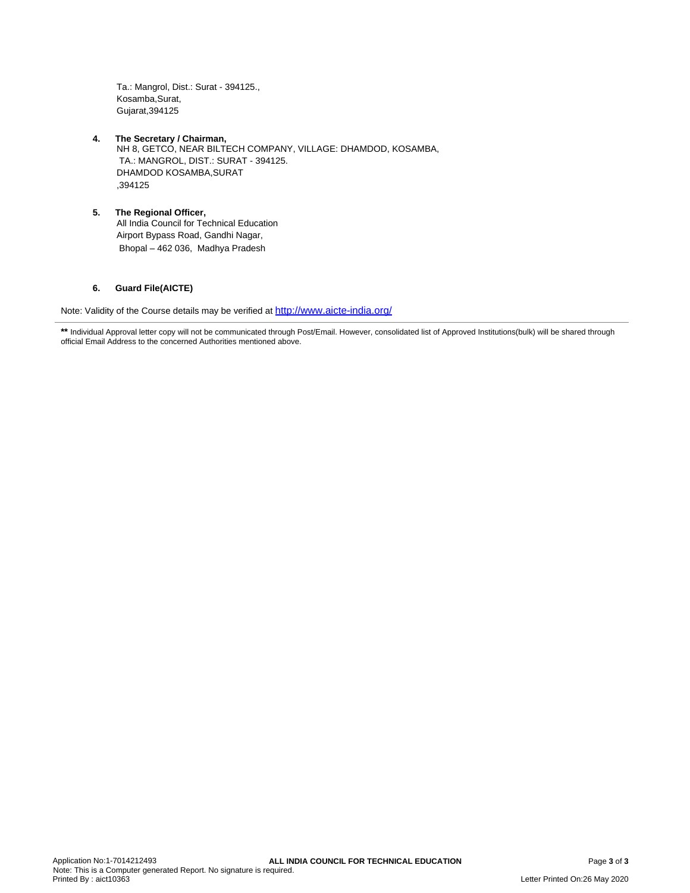Ta.: Mangrol, Dist.: Surat - 394125.,
Kosamba,Surat,
Gujarat,394125

4. **The Secretary / Chairman,**
NH 8, GETCO, NEAR BILTECH COMPANY, VILLAGE: DHAMDOD, KOSAMBA,
TA.: MANGROL, DIST.: SURAT - 394125.
DHAMDOD KOSAMBA,SURAT
,394125

5. **The Regional Officer,**
All India Council for Technical Education
Airport Bypass Road, Gandhi Nagar,
Bhopal – 462 036, Madhya Pradesh

6. **Guard File(AICTE)**

Note: Validity of the Course details may be verified at http://www.aicte-india.org/

---

**\*\*** Individual Approval letter copy will not be communicated through Post/Email. However, consolidated list of Approved Institutions(bulk) will be shared through official Email Address to the concerned Authorities mentioned above.

Application No:1-7014212493
Note: This is a Computer generated Report. No signature is required.
Printed By : aict10363
Letter Printed On:26 May 2020